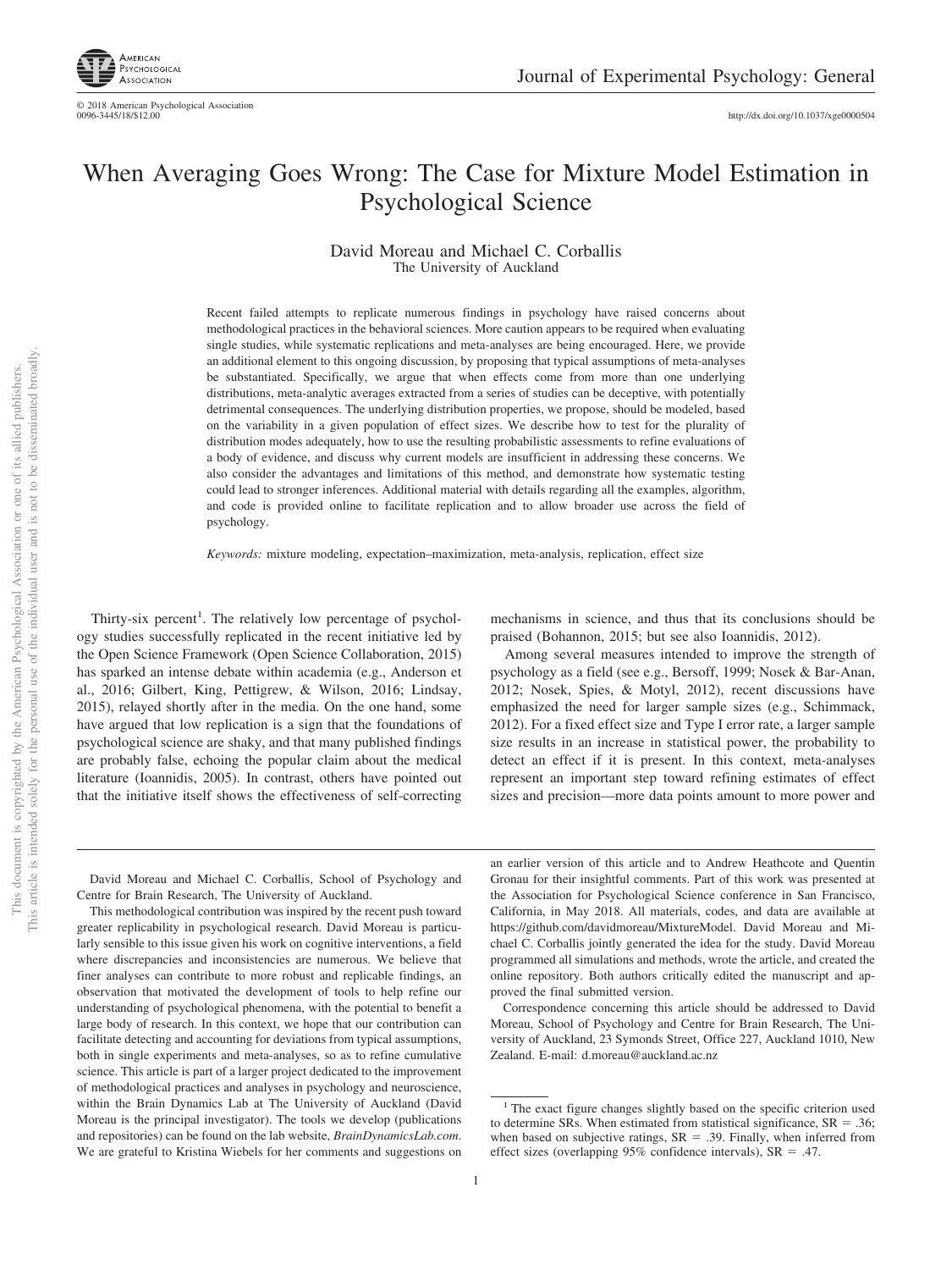# When Averaging Goes Wrong: The Case for Mixture Model Estimation in Psychological Science

David Moreau and Michael C. Corballis
The University of Auckland

Recent failed attempts to replicate numerous findings in psychology have raised concerns about methodological practices in the behavioral sciences. More caution appears to be required when evaluating single studies, while systematic replications and meta-analyses are being encouraged. Here, we provide an additional element to this ongoing discussion, by proposing that typical assumptions of meta-analyses be substantiated. Specifically, we argue that when effects come from more than one underlying distributions, meta-analytic averages extracted from a series of studies can be deceptive, with potentially detrimental consequences. The underlying distribution properties, we propose, should be modeled, based on the variability in a given population of effect sizes. We describe how to test for the plurality of distribution modes adequately, how to use the resulting probabilistic assessments to refine evaluations of a body of evidence, and discuss why current models are insufficient in addressing these concerns. We also consider the advantages and limitations of this method, and demonstrate how systematic testing could lead to stronger inferences. Additional material with details regarding all the examples, algorithm, and code is provided online to facilitate replication and to allow broader use across the field of psychology.

*Keywords:* mixture modeling, expectation–maximization, meta-analysis, replication, effect size

Thirty-six percent[1]. The relatively low percentage of psychology studies successfully replicated in the recent initiative led by the Open Science Framework (Open Science Collaboration, 2015) has sparked an intense debate within academia (e.g., Anderson et al., 2016; Gilbert, King, Pettigrew, & Wilson, 2016; Lindsay, 2015), relayed shortly after in the media. On the one hand, some have argued that low replication is a sign that the foundations of psychological science are shaky, and that many published findings are probably false, echoing the popular claim about the medical literature (Ioannidis, 2005). In contrast, others have pointed out that the initiative itself shows the effectiveness of self-correcting mechanisms in science, and thus that its conclusions should be praised (Bohannon, 2015; but see also Ioannidis, 2012).

Among several measures intended to improve the strength of psychology as a field (see e.g., Bersoff, 1999; Nosek & Bar-Anan, 2012; Nosek, Spies, & Motyl, 2012), recent discussions have emphasized the need for larger sample sizes (e.g., Schimmack, 2012). For a fixed effect size and Type I error rate, a larger sample size results in an increase in statistical power, the probability to detect an effect if it is present. In this context, meta-analyses represent an important step toward refining estimates of effect sizes and precision—more data points amount to more power and

---

David Moreau and Michael C. Corballis, School of Psychology and Centre for Brain Research, The University of Auckland.

This methodological contribution was inspired by the recent push toward greater replicability in psychological research. David Moreau is particularly sensible to this issue given his work on cognitive interventions, a field where discrepancies and inconsistencies are numerous. We believe that finer analyses can contribute to more robust and replicable findings, an observation that motivated the development of tools to help refine our understanding of psychological phenomena, with the potential to benefit a large body of research. In this context, we hope that our contribution can facilitate detecting and accounting for deviations from typical assumptions, both in single experiments and meta-analyses, so as to refine cumulative science. This article is part of a larger project dedicated to the improvement of methodological practices and analyses in psychology and neuroscience, within the Brain Dynamics Lab at The University of Auckland (David Moreau is the principal investigator). The tools we develop (publications and repositories) can be found on the lab website, *BrainDynamicsLab.com*. We are grateful to Kristina Wiebels for her comments and suggestions on an earlier version of this article and to Andrew Heathcote and Quentin Gronau for their insightful comments. Part of this work was presented at the Association for Psychological Science conference in San Francisco, California, in May 2018. All materials, codes, and data are available at https://github.com/davidmoreau/MixtureModel. David Moreau and Michael C. Corballis jointly generated the idea for the study. David Moreau programmed all simulations and methods, wrote the article, and created the online repository. Both authors critically edited the manuscript and approved the final submitted version.

Correspondence concerning this article should be addressed to David Moreau, School of Psychology and Centre for Brain Research, The University of Auckland, 23 Symonds Street, Office 227, Auckland 1010, New Zealand. E-mail: d.moreau@auckland.ac.nz

[1] The exact figure changes slightly based on the specific criterion used to determine SRs. When estimated from statistical significance, SR = .36; when based on subjective ratings, SR = .39. Finally, when inferred from effect sizes (overlapping 95% confidence intervals), SR = .47.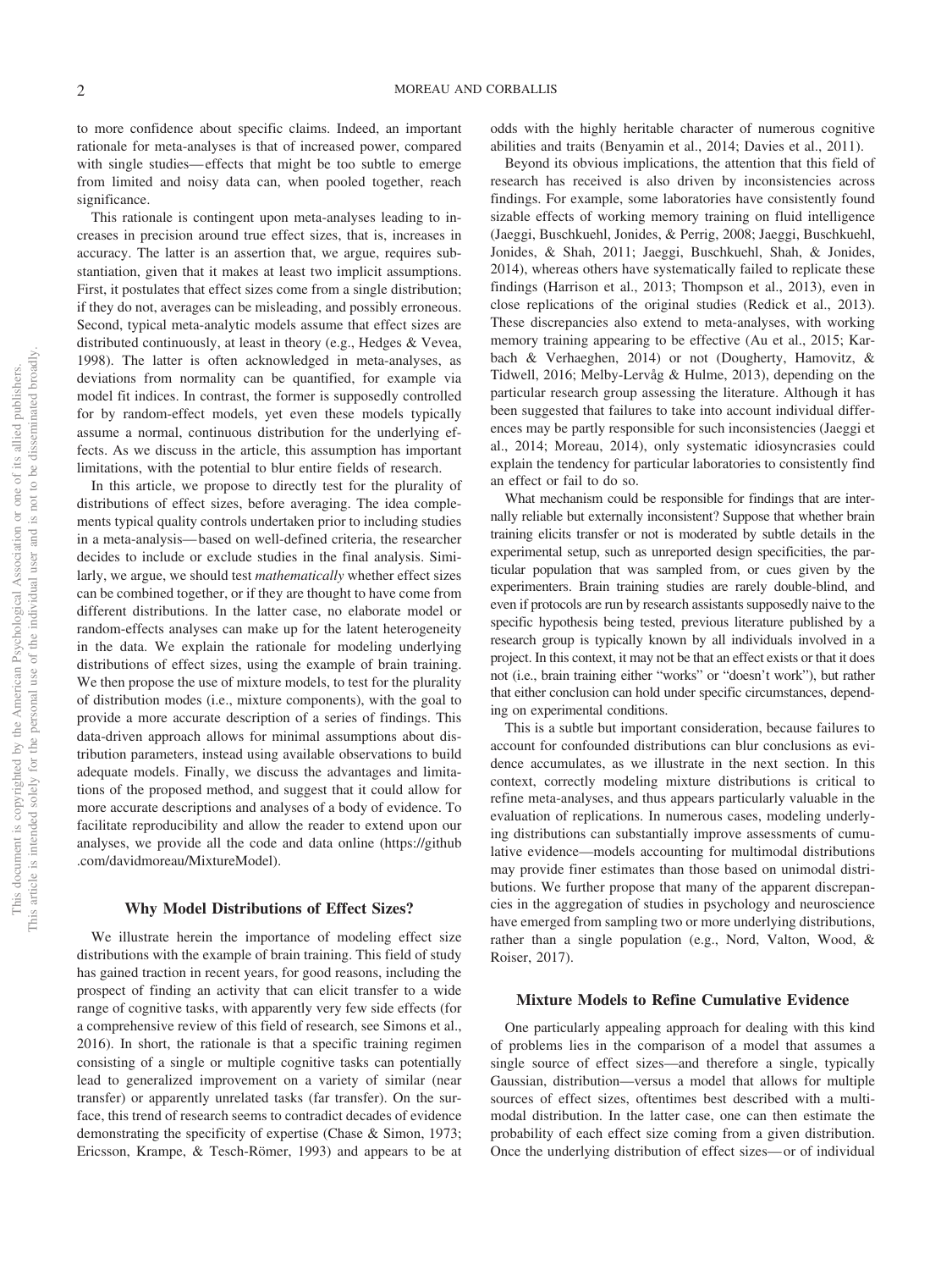to more confidence about specific claims. Indeed, an important rationale for meta-analyses is that of increased power, compared with single studies—effects that might be too subtle to emerge from limited and noisy data can, when pooled together, reach significance.

This rationale is contingent upon meta-analyses leading to increases in precision around true effect sizes, that is, increases in accuracy. The latter is an assertion that, we argue, requires substantiation, given that it makes at least two implicit assumptions. First, it postulates that effect sizes come from a single distribution; if they do not, averages can be misleading, and possibly erroneous. Second, typical meta-analytic models assume that effect sizes are distributed continuously, at least in theory (e.g., Hedges & Vevea, 1998). The latter is often acknowledged in meta-analyses, as deviations from normality can be quantified, for example via model fit indices. In contrast, the former is supposedly controlled for by random-effect models, yet even these models typically assume a normal, continuous distribution for the underlying effects. As we discuss in the article, this assumption has important limitations, with the potential to blur entire fields of research.

In this article, we propose to directly test for the plurality of distributions of effect sizes, before averaging. The idea complements typical quality controls undertaken prior to including studies in a meta-analysis—based on well-defined criteria, the researcher decides to include or exclude studies in the final analysis. Similarly, we argue, we should test *mathematically* whether effect sizes can be combined together, or if they are thought to have come from different distributions. In the latter case, no elaborate model or random-effects analyses can make up for the latent heterogeneity in the data. We explain the rationale for modeling underlying distributions of effect sizes, using the example of brain training. We then propose the use of mixture models, to test for the plurality of distribution modes (i.e., mixture components), with the goal to provide a more accurate description of a series of findings. This data-driven approach allows for minimal assumptions about distribution parameters, instead using available observations to build adequate models. Finally, we discuss the advantages and limitations of the proposed method, and suggest that it could allow for more accurate descriptions and analyses of a body of evidence. To facilitate reproducibility and allow the reader to extend upon our analyses, we provide all the code and data online (https://github.com/davidmoreau/MixtureModel).

## Why Model Distributions of Effect Sizes?

We illustrate herein the importance of modeling effect size distributions with the example of brain training. This field of study has gained traction in recent years, for good reasons, including the prospect of finding an activity that can elicit transfer to a wide range of cognitive tasks, with apparently very few side effects (for a comprehensive review of this field of research, see Simons et al., 2016). In short, the rationale is that a specific training regimen consisting of a single or multiple cognitive tasks can potentially lead to generalized improvement on a variety of similar (near transfer) or apparently unrelated tasks (far transfer). On the surface, this trend of research seems to contradict decades of evidence demonstrating the specificity of expertise (Chase & Simon, 1973; Ericsson, Krampe, & Tesch-Römer, 1993) and appears to be at odds with the highly heritable character of numerous cognitive abilities and traits (Benyamin et al., 2014; Davies et al., 2011).

Beyond its obvious implications, the attention that this field of research has received is also driven by inconsistencies across findings. For example, some laboratories have consistently found sizable effects of working memory training on fluid intelligence (Jaeggi, Buschkuehl, Jonides, & Perrig, 2008; Jaeggi, Buschkuehl, Jonides, & Shah, 2011; Jaeggi, Buschkuehl, Shah, & Jonides, 2014), whereas others have systematically failed to replicate these findings (Harrison et al., 2013; Thompson et al., 2013), even in close replications of the original studies (Redick et al., 2013). These discrepancies also extend to meta-analyses, with working memory training appearing to be effective (Au et al., 2015; Karbach & Verhaeghen, 2014) or not (Dougherty, Hamovitz, & Tidwell, 2016; Melby-Lervåg & Hulme, 2013), depending on the particular research group assessing the literature. Although it has been suggested that failures to take into account individual differences may be partly responsible for such inconsistencies (Jaeggi et al., 2014; Moreau, 2014), only systematic idiosyncrasies could explain the tendency for particular laboratories to consistently find an effect or fail to do so.

What mechanism could be responsible for findings that are internally reliable but externally inconsistent? Suppose that whether brain training elicits transfer or not is moderated by subtle details in the experimental setup, such as unreported design specificities, the particular population that was sampled from, or cues given by the experimenters. Brain training studies are rarely double-blind, and even if protocols are run by research assistants supposedly naive to the specific hypothesis being tested, previous literature published by a research group is typically known by all individuals involved in a project. In this context, it may not be that an effect exists or that it does not (i.e., brain training either "works" or "doesn't work"), but rather that either conclusion can hold under specific circumstances, depending on experimental conditions.

This is a subtle but important consideration, because failures to account for confounded distributions can blur conclusions as evidence accumulates, as we illustrate in the next section. In this context, correctly modeling mixture distributions is critical to refine meta-analyses, and thus appears particularly valuable in the evaluation of replications. In numerous cases, modeling underlying distributions can substantially improve assessments of cumulative evidence—models accounting for multimodal distributions may provide finer estimates than those based on unimodal distributions. We further propose that many of the apparent discrepancies in the aggregation of studies in psychology and neuroscience have emerged from sampling two or more underlying distributions, rather than a single population (e.g., Nord, Valton, Wood, & Roiser, 2017).

## Mixture Models to Refine Cumulative Evidence

One particularly appealing approach for dealing with this kind of problems lies in the comparison of a model that assumes a single source of effect sizes—and therefore a single, typically Gaussian, distribution—versus a model that allows for multiple sources of effect sizes, oftentimes best described with a multimodal distribution. In the latter case, one can then estimate the probability of each effect size coming from a given distribution. Once the underlying distribution of effect sizes—or of individual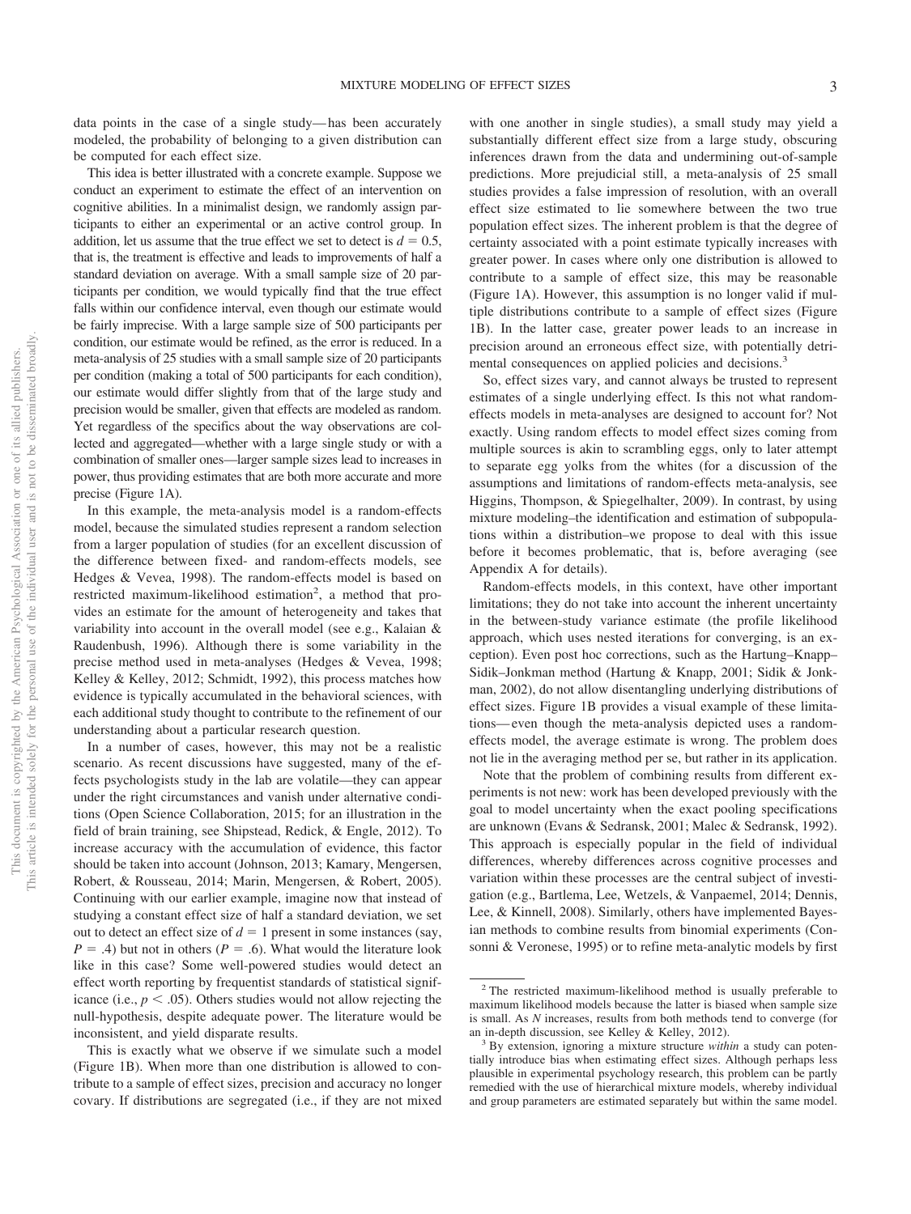data points in the case of a single study—has been accurately modeled, the probability of belonging to a given distribution can be computed for each effect size.

This idea is better illustrated with a concrete example. Suppose we conduct an experiment to estimate the effect of an intervention on cognitive abilities. In a minimalist design, we randomly assign participants to either an experimental or an active control group. In addition, let us assume that the true effect we set to detect is $d = 0.5$, that is, the treatment is effective and leads to improvements of half a standard deviation on average. With a small sample size of 20 participants per condition, we would typically find that the true effect falls within our confidence interval, even though our estimate would be fairly imprecise. With a large sample size of 500 participants per condition, our estimate would be refined, as the error is reduced. In a meta-analysis of 25 studies with a small sample size of 20 participants per condition (making a total of 500 participants for each condition), our estimate would differ slightly from that of the large study and precision would be smaller, given that effects are modeled as random. Yet regardless of the specifics about the way observations are collected and aggregated—whether with a large single study or with a combination of smaller ones—larger sample sizes lead to increases in power, thus providing estimates that are both more accurate and more precise (Figure 1A).

In this example, the meta-analysis model is a random-effects model, because the simulated studies represent a random selection from a larger population of studies (for an excellent discussion of the difference between fixed- and random-effects models, see Hedges & Vevea, 1998). The random-effects model is based on restricted maximum-likelihood estimation[2], a method that provides an estimate for the amount of heterogeneity and takes that variability into account in the overall model (see e.g., Kalaian & Raudenbush, 1996). Although there is some variability in the precise method used in meta-analyses (Hedges & Vevea, 1998; Kelley & Kelley, 2012; Schmidt, 1992), this process matches how evidence is typically accumulated in the behavioral sciences, with each additional study thought to contribute to the refinement of our understanding about a particular research question.

In a number of cases, however, this may not be a realistic scenario. As recent discussions have suggested, many of the effects psychologists study in the lab are volatile—they can appear under the right circumstances and vanish under alternative conditions (Open Science Collaboration, 2015; for an illustration in the field of brain training, see Shipstead, Redick, & Engle, 2012). To increase accuracy with the accumulation of evidence, this factor should be taken into account (Johnson, 2013; Kamary, Mengersen, Robert, & Rousseau, 2014; Marin, Mengersen, & Robert, 2005). Continuing with our earlier example, imagine now that instead of studying a constant effect size of half a standard deviation, we set out to detect an effect size of $d = 1$ present in some instances (say, $P = .4$) but not in others ($P = .6$). What would the literature look like in this case? Some well-powered studies would detect an effect worth reporting by frequentist standards of statistical significance (i.e., $p < .05$). Others studies would not allow rejecting the null-hypothesis, despite adequate power. The literature would be inconsistent, and yield disparate results.

This is exactly what we observe if we simulate such a model (Figure 1B). When more than one distribution is allowed to contribute to a sample of effect sizes, precision and accuracy no longer covary. If distributions are segregated (i.e., if they are not mixed with one another in single studies), a small study may yield a substantially different effect size from a large study, obscuring inferences drawn from the data and undermining out-of-sample predictions. More prejudicial still, a meta-analysis of 25 small studies provides a false impression of resolution, with an overall effect size estimated to lie somewhere between the two true population effect sizes. The inherent problem is that the degree of certainty associated with a point estimate typically increases with greater power. In cases where only one distribution is allowed to contribute to a sample of effect size, this may be reasonable (Figure 1A). However, this assumption is no longer valid if multiple distributions contribute to a sample of effect sizes (Figure 1B). In the latter case, greater power leads to an increase in precision around an erroneous effect size, with potentially detrimental consequences on applied policies and decisions.[3]

So, effect sizes vary, and cannot always be trusted to represent estimates of a single underlying effect. Is this not what random-effects models in meta-analyses are designed to account for? Not exactly. Using random effects to model effect sizes coming from multiple sources is akin to scrambling eggs, only to later attempt to separate egg yolks from the whites (for a discussion of the assumptions and limitations of random-effects meta-analysis, see Higgins, Thompson, & Spiegelhalter, 2009). In contrast, by using mixture modeling–the identification and estimation of subpopulations within a distribution–we propose to deal with this issue before it becomes problematic, that is, before averaging (see Appendix A for details).

Random-effects models, in this context, have other important limitations; they do not take into account the inherent uncertainty in the between-study variance estimate (the profile likelihood approach, which uses nested iterations for converging, is an exception). Even post hoc corrections, such as the Hartung–Knapp–Sidik–Jonkman method (Hartung & Knapp, 2001; Sidik & Jonkman, 2002), do not allow disentangling underlying distributions of effect sizes. Figure 1B provides a visual example of these limitations—even though the meta-analysis depicted uses a random-effects model, the average estimate is wrong. The problem does not lie in the averaging method per se, but rather in its application.

Note that the problem of combining results from different experiments is not new: work has been developed previously with the goal to model uncertainty when the exact pooling specifications are unknown (Evans & Sedransk, 2001; Malec & Sedransk, 1992). This approach is especially popular in the field of individual differences, whereby differences across cognitive processes and variation within these processes are the central subject of investigation (e.g., Bartlema, Lee, Wetzels, & Vanpaemel, 2014; Dennis, Lee, & Kinnell, 2008). Similarly, others have implemented Bayesian methods to combine results from binomial experiments (Consonni & Veronese, 1995) or to refine meta-analytic models by first

[2] The restricted maximum-likelihood method is usually preferable to maximum likelihood models because the latter is biased when sample size is small. As $N$ increases, results from both methods tend to converge (for an in-depth discussion, see Kelley & Kelley, 2012).

[3] By extension, ignoring a mixture structure *within* a study can potentially introduce bias when estimating effect sizes. Although perhaps less plausible in experimental psychology research, this problem can be partly remedied with the use of hierarchical mixture models, whereby individual and group parameters are estimated separately but within the same model.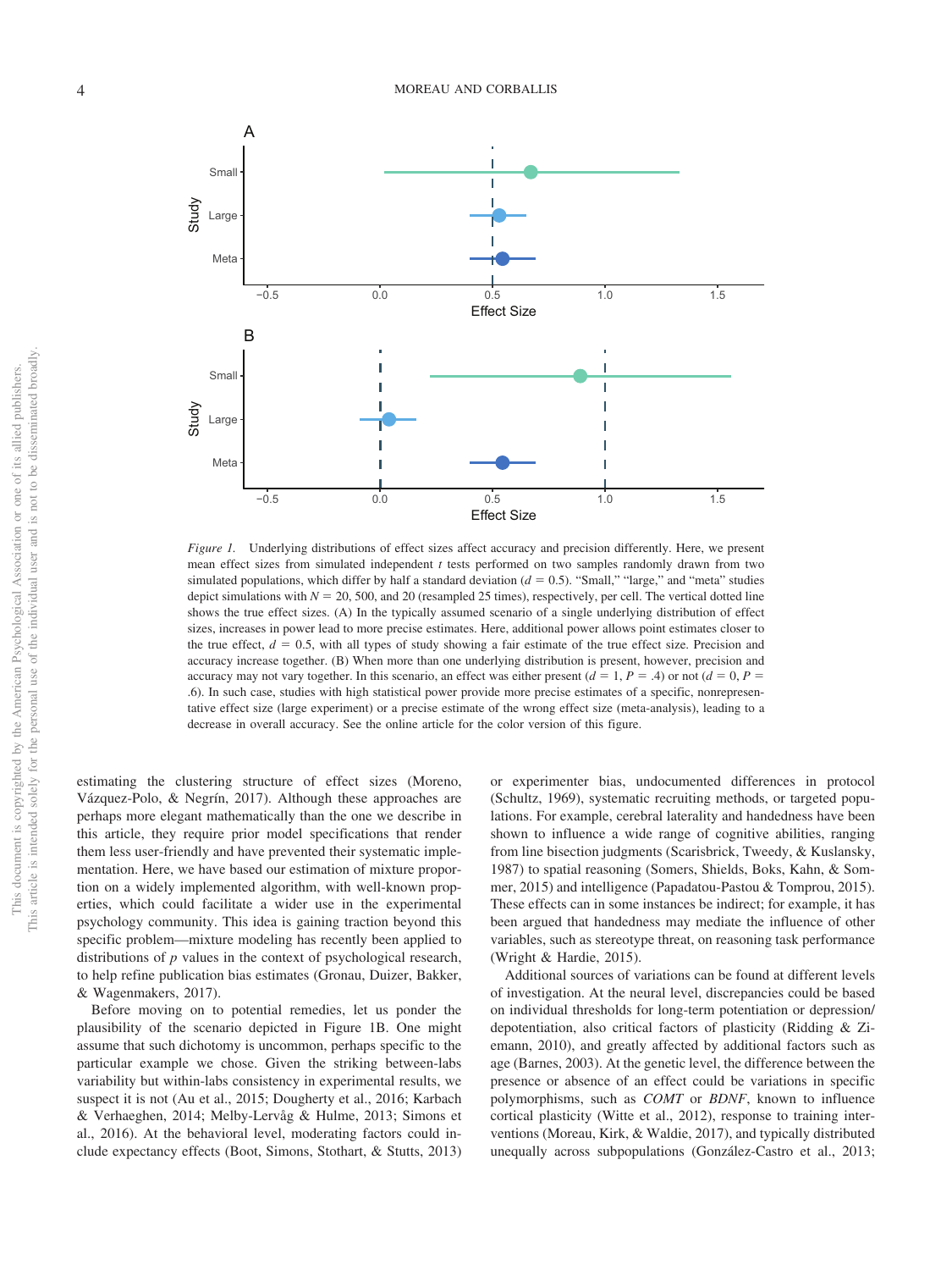*Figure 1.* Underlying distributions of effect sizes affect accuracy and precision differently. Here, we present mean effect sizes from simulated independent *t* tests performed on two samples randomly drawn from two simulated populations, which differ by half a standard deviation ($d = 0.5$). "Small," "large," and "meta" studies depict simulations with $N = 20$, 500, and 20 (resampled 25 times), respectively, per cell. The vertical dotted line shows the true effect sizes. (A) In the typically assumed scenario of a single underlying distribution of effect sizes, increases in power lead to more precise estimates. Here, additional power allows point estimates closer to the true effect, $d = 0.5$, with all types of study showing a fair estimate of the true effect size. Precision and accuracy increase together. (B) When more than one underlying distribution is present, however, precision and accuracy may not vary together. In this scenario, an effect was either present ($d = 1$, $P = .4$) or not ($d = 0$, $P = .6$). In such case, studies with high statistical power provide more precise estimates of a specific, nonrepresentative effect size (large experiment) or a precise estimate of the wrong effect size (meta-analysis), leading to a decrease in overall accuracy. See the online article for the color version of this figure.

estimating the clustering structure of effect sizes (Moreno, Vázquez-Polo, & Negrín, 2017). Although these approaches are perhaps more elegant mathematically than the one we describe in this article, they require prior model specifications that render them less user-friendly and have prevented their systematic implementation. Here, we have based our estimation of mixture proportion on a widely implemented algorithm, with well-known properties, which could facilitate a wider use in the experimental psychology community. This idea is gaining traction beyond this specific problem—mixture modeling has recently been applied to distributions of *p* values in the context of psychological research, to help refine publication bias estimates (Gronau, Duizer, Bakker, & Wagenmakers, 2017).

Before moving on to potential remedies, let us ponder the plausibility of the scenario depicted in Figure 1B. One might assume that such dichotomy is uncommon, perhaps specific to the particular example we chose. Given the striking between-labs variability but within-labs consistency in experimental results, we suspect it is not (Au et al., 2015; Dougherty et al., 2016; Karbach & Verhaeghen, 2014; Melby-Lervåg & Hulme, 2013; Simons et al., 2016). At the behavioral level, moderating factors could include expectancy effects (Boot, Simons, Stothart, & Stutts, 2013) or experimenter bias, undocumented differences in protocol (Schultz, 1969), systematic recruiting methods, or targeted populations. For example, cerebral laterality and handedness have been shown to influence a wide range of cognitive abilities, ranging from line bisection judgments (Scarisbrick, Tweedy, & Kuslansky, 1987) to spatial reasoning (Somers, Shields, Boks, Kahn, & Sommer, 2015) and intelligence (Papadatou-Pastou & Tomprou, 2015). These effects can in some instances be indirect; for example, it has been argued that handedness may mediate the influence of other variables, such as stereotype threat, on reasoning task performance (Wright & Hardie, 2015).

Additional sources of variations can be found at different levels of investigation. At the neural level, discrepancies could be based on individual thresholds for long-term potentiation or depression/depotentiation, also critical factors of plasticity (Ridding & Ziemann, 2010), and greatly affected by additional factors such as age (Barnes, 2003). At the genetic level, the difference between the presence or absence of an effect could be variations in specific polymorphisms, such as *COMT* or *BDNF*, known to influence cortical plasticity (Witte et al., 2012), response to training interventions (Moreau, Kirk, & Waldie, 2017), and typically distributed unequally across subpopulations (González-Castro et al., 2013;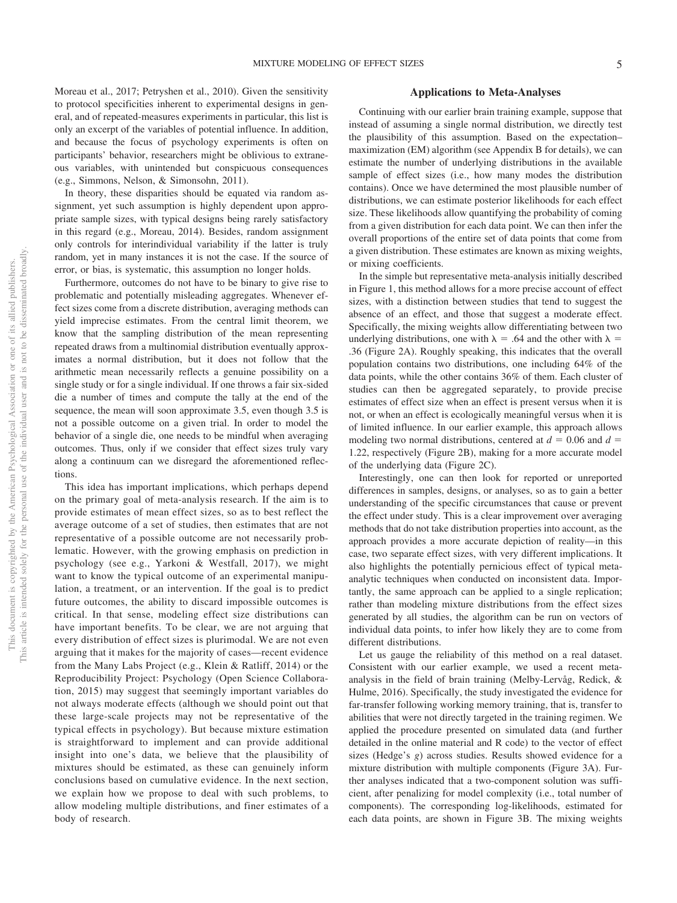Moreau et al., 2017; Petryshen et al., 2010). Given the sensitivity to protocol specificities inherent to experimental designs in general, and of repeated-measures experiments in particular, this list is only an excerpt of the variables of potential influence. In addition, and because the focus of psychology experiments is often on participants' behavior, researchers might be oblivious to extraneous variables, with unintended but conspicuous consequences (e.g., Simmons, Nelson, & Simonsohn, 2011).

In theory, these disparities should be equated via random assignment, yet such assumption is highly dependent upon appropriate sample sizes, with typical designs being rarely satisfactory in this regard (e.g., Moreau, 2014). Besides, random assignment only controls for interindividual variability if the latter is truly random, yet in many instances it is not the case. If the source of error, or bias, is systematic, this assumption no longer holds.

Furthermore, outcomes do not have to be binary to give rise to problematic and potentially misleading aggregates. Whenever effect sizes come from a discrete distribution, averaging methods can yield imprecise estimates. From the central limit theorem, we know that the sampling distribution of the mean representing repeated draws from a multinomial distribution eventually approximates a normal distribution, but it does not follow that the arithmetic mean necessarily reflects a genuine possibility on a single study or for a single individual. If one throws a fair six-sided die a number of times and compute the tally at the end of the sequence, the mean will soon approximate 3.5, even though 3.5 is not a possible outcome on a given trial. In order to model the behavior of a single die, one needs to be mindful when averaging outcomes. Thus, only if we consider that effect sizes truly vary along a continuum can we disregard the aforementioned reflections.

This idea has important implications, which perhaps depend on the primary goal of meta-analysis research. If the aim is to provide estimates of mean effect sizes, so as to best reflect the average outcome of a set of studies, then estimates that are not representative of a possible outcome are not necessarily problematic. However, with the growing emphasis on prediction in psychology (see e.g., Yarkoni & Westfall, 2017), we might want to know the typical outcome of an experimental manipulation, a treatment, or an intervention. If the goal is to predict future outcomes, the ability to discard impossible outcomes is critical. In that sense, modeling effect size distributions can have important benefits. To be clear, we are not arguing that every distribution of effect sizes is plurimodal. We are not even arguing that it makes for the majority of cases—recent evidence from the Many Labs Project (e.g., Klein & Ratliff, 2014) or the Reproducibility Project: Psychology (Open Science Collaboration, 2015) may suggest that seemingly important variables do not always moderate effects (although we should point out that these large-scale projects may not be representative of the typical effects in psychology). But because mixture estimation is straightforward to implement and can provide additional insight into one's data, we believe that the plausibility of mixtures should be estimated, as these can genuinely inform conclusions based on cumulative evidence. In the next section, we explain how we propose to deal with such problems, to allow modeling multiple distributions, and finer estimates of a body of research.

## Applications to Meta-Analyses

Continuing with our earlier brain training example, suppose that instead of assuming a single normal distribution, we directly test the plausibility of this assumption. Based on the expectation–maximization (EM) algorithm (see Appendix B for details), we can estimate the number of underlying distributions in the available sample of effect sizes (i.e., how many modes the distribution contains). Once we have determined the most plausible number of distributions, we can estimate posterior likelihoods for each effect size. These likelihoods allow quantifying the probability of coming from a given distribution for each data point. We can then infer the overall proportions of the entire set of data points that come from a given distribution. These estimates are known as mixing weights, or mixing coefficients.

In the simple but representative meta-analysis initially described in Figure 1, this method allows for a more precise account of effect sizes, with a distinction between studies that tend to suggest the absence of an effect, and those that suggest a moderate effect. Specifically, the mixing weights allow differentiating between two underlying distributions, one with $\lambda = .64$ and the other with $\lambda = .36$ (Figure 2A). Roughly speaking, this indicates that the overall population contains two distributions, one including 64% of the data points, while the other contains 36% of them. Each cluster of studies can then be aggregated separately, to provide precise estimates of effect size when an effect is present versus when it is not, or when an effect is ecologically meaningful versus when it is of limited influence. In our earlier example, this approach allows modeling two normal distributions, centered at $d = 0.06$ and $d = 1.22$, respectively (Figure 2B), making for a more accurate model of the underlying data (Figure 2C).

Interestingly, one can then look for reported or unreported differences in samples, designs, or analyses, so as to gain a better understanding of the specific circumstances that cause or prevent the effect under study. This is a clear improvement over averaging methods that do not take distribution properties into account, as the approach provides a more accurate depiction of reality—in this case, two separate effect sizes, with very different implications. It also highlights the potentially pernicious effect of typical meta-analytic techniques when conducted on inconsistent data. Importantly, the same approach can be applied to a single replication; rather than modeling mixture distributions from the effect sizes generated by all studies, the algorithm can be run on vectors of individual data points, to infer how likely they are to come from different distributions.

Let us gauge the reliability of this method on a real dataset. Consistent with our earlier example, we used a recent meta-analysis in the field of brain training (Melby-Lervåg, Redick, & Hulme, 2016). Specifically, the study investigated the evidence for far-transfer following working memory training, that is, transfer to abilities that were not directly targeted in the training regimen. We applied the procedure presented on simulated data (and further detailed in the online material and R code) to the vector of effect sizes (Hedge's *g*) across studies. Results showed evidence for a mixture distribution with multiple components (Figure 3A). Further analyses indicated that a two-component solution was sufficient, after penalizing for model complexity (i.e., total number of components). The corresponding log-likelihoods, estimated for each data points, are shown in Figure 3B. The mixing weights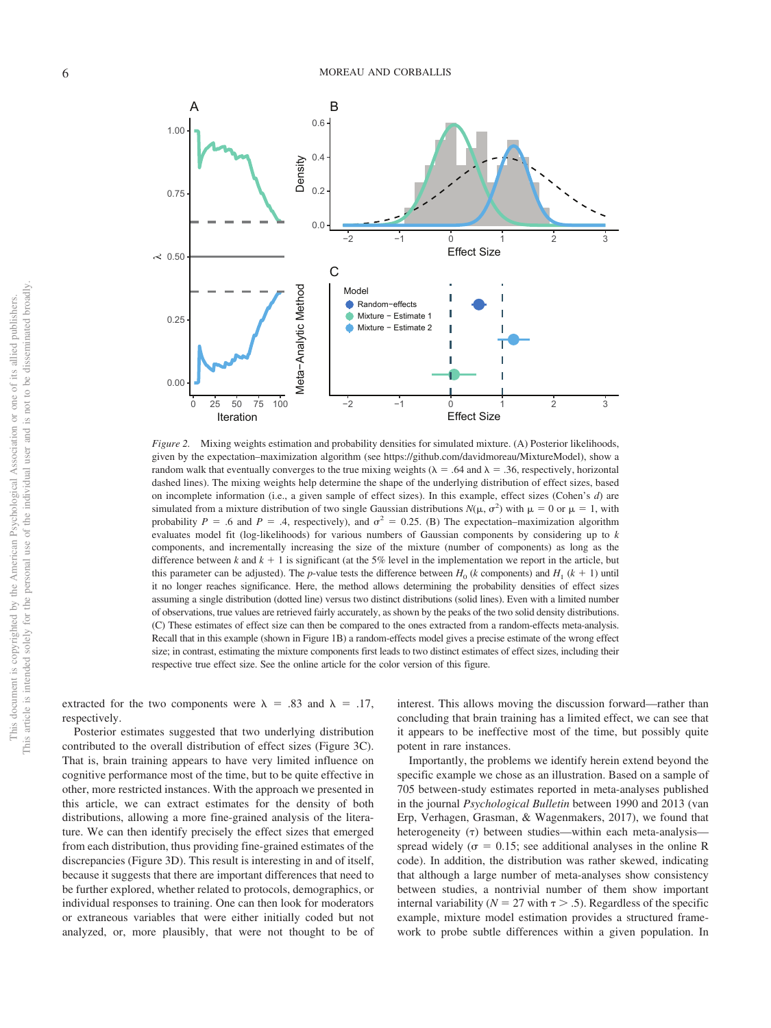*Figure 2.* Mixing weights estimation and probability densities for simulated mixture. (A) Posterior likelihoods, given by the expectation–maximization algorithm (see https://github.com/davidmoreau/MixtureModel), show a random walk that eventually converges to the true mixing weights ($\lambda$ = .64 and $\lambda$ = .36, respectively, horizontal dashed lines). The mixing weights help determine the shape of the underlying distribution of effect sizes, based on incomplete information (i.e., a given sample of effect sizes). In this example, effect sizes (Cohen's *d*) are simulated from a mixture distribution of two single Gaussian distributions $N(\mu, \sigma^2)$ with $\mu = 0$ or $\mu = 1$, with probability $P$ = .6 and $P$ = .4, respectively), and $\sigma^2 = 0.25$. (B) The expectation–maximization algorithm evaluates model fit (log-likelihoods) for various numbers of Gaussian components by considering up to *k* components, and incrementally increasing the size of the mixture (number of components) as long as the difference between *k* and *k* + 1 is significant (at the 5% level in the implementation we report in the article, but this parameter can be adjusted). The *p*-value tests the difference between $H_0$ (*k* components) and $H_1$ (*k* + 1) until it no longer reaches significance. Here, the method allows determining the probability densities of effect sizes assuming a single distribution (dotted line) versus two distinct distributions (solid lines). Even with a limited number of observations, true values are retrieved fairly accurately, as shown by the peaks of the two solid density distributions. (C) These estimates of effect size can then be compared to the ones extracted from a random-effects meta-analysis. Recall that in this example (shown in Figure 1B) a random-effects model gives a precise estimate of the wrong effect size; in contrast, estimating the mixture components first leads to two distinct estimates of effect sizes, including their respective true effect size. See the online article for the color version of this figure.

extracted for the two components were $\lambda$ = .83 and $\lambda$ = .17, respectively.

Posterior estimates suggested that two underlying distribution contributed to the overall distribution of effect sizes (Figure 3C). That is, brain training appears to have very limited influence on cognitive performance most of the time, but to be quite effective in other, more restricted instances. With the approach we presented in this article, we can extract estimates for the density of both distributions, allowing a more fine-grained analysis of the literature. We can then identify precisely the effect sizes that emerged from each distribution, thus providing fine-grained estimates of the discrepancies (Figure 3D). This result is interesting in and of itself, because it suggests that there are important differences that need to be further explored, whether related to protocols, demographics, or individual responses to training. One can then look for moderators or extraneous variables that were either initially coded but not analyzed, or, more plausibly, that were not thought to be of interest. This allows moving the discussion forward—rather than concluding that brain training has a limited effect, we can see that it appears to be ineffective most of the time, but possibly quite potent in rare instances.

Importantly, the problems we identify herein extend beyond the specific example we chose as an illustration. Based on a sample of 705 between-study estimates reported in meta-analyses published in the journal *Psychological Bulletin* between 1990 and 2013 (van Erp, Verhagen, Grasman, & Wagenmakers, 2017), we found that heterogeneity ($\tau$) between studies—within each meta-analysis—spread widely ($\sigma$ = 0.15; see additional analyses in the online R code). In addition, the distribution was rather skewed, indicating that although a large number of meta-analyses show consistency between studies, a nontrivial number of them show important internal variability ($N$ = 27 with $\tau$ > .5). Regardless of the specific example, mixture model estimation provides a structured framework to probe subtle differences within a given population. In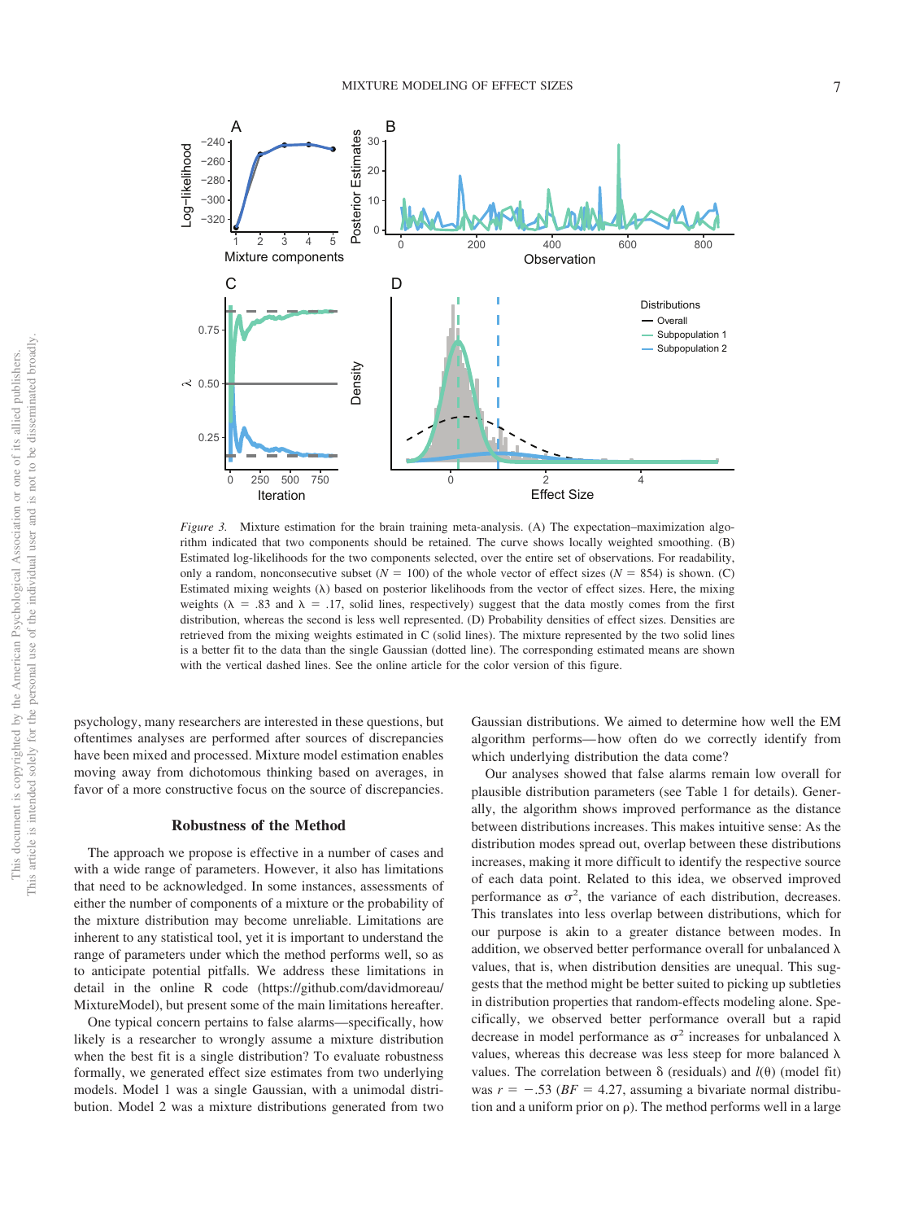*Figure 3.* Mixture estimation for the brain training meta-analysis. (A) The expectation–maximization algorithm indicated that two components should be retained. The curve shows locally weighted smoothing. (B) Estimated log-likelihoods for the two components selected, over the entire set of observations. For readability, only a random, nonconsecutive subset ($N$ = 100) of the whole vector of effect sizes ($N$ = 854) is shown. (C) Estimated mixing weights ($\lambda$) based on posterior likelihoods from the vector of effect sizes. Here, the mixing weights ($\lambda$ = .83 and $\lambda$ = .17, solid lines, respectively) suggest that the data mostly comes from the first distribution, whereas the second is less well represented. (D) Probability densities of effect sizes. Densities are retrieved from the mixing weights estimated in C (solid lines). The mixture represented by the two solid lines is a better fit to the data than the single Gaussian (dotted line). The corresponding estimated means are shown with the vertical dashed lines. See the online article for the color version of this figure.

psychology, many researchers are interested in these questions, but oftentimes analyses are performed after sources of discrepancies have been mixed and processed. Mixture model estimation enables moving away from dichotomous thinking based on averages, in favor of a more constructive focus on the source of discrepancies.

## Robustness of the Method

The approach we propose is effective in a number of cases and with a wide range of parameters. However, it also has limitations that need to be acknowledged. In some instances, assessments of either the number of components of a mixture or the probability of the mixture distribution may become unreliable. Limitations are inherent to any statistical tool, yet it is important to understand the range of parameters under which the method performs well, so as to anticipate potential pitfalls. We address these limitations in detail in the online R code (https://github.com/davidmoreau/MixtureModel), but present some of the main limitations hereafter.

One typical concern pertains to false alarms—specifically, how likely is a researcher to wrongly assume a mixture distribution when the best fit is a single distribution? To evaluate robustness formally, we generated effect size estimates from two underlying models. Model 1 was a single Gaussian, with a unimodal distribution. Model 2 was a mixture distributions generated from two Gaussian distributions. We aimed to determine how well the EM algorithm performs—how often do we correctly identify from which underlying distribution the data come?

Our analyses showed that false alarms remain low overall for plausible distribution parameters (see Table 1 for details). Generally, the algorithm shows improved performance as the distance between distributions increases. This makes intuitive sense: As the distribution modes spread out, overlap between these distributions increases, making it more difficult to identify the respective source of each data point. Related to this idea, we observed improved performance as $\sigma^2$, the variance of each distribution, decreases. This translates into less overlap between distributions, which for our purpose is akin to a greater distance between modes. In addition, we observed better performance overall for unbalanced $\lambda$ values, that is, when distribution densities are unequal. This suggests that the method might be better suited to picking up subtleties in distribution properties that random-effects modeling alone. Specifically, we observed better performance overall but a rapid decrease in model performance as $\sigma^2$ increases for unbalanced $\lambda$ values, whereas this decrease was less steep for more balanced $\lambda$ values. The correlation between $\delta$ (residuals) and $l(\theta)$ (model fit) was $r = -.53$ ($BF$ = 4.27, assuming a bivariate normal distribution and a uniform prior on $\rho$). The method performs well in a large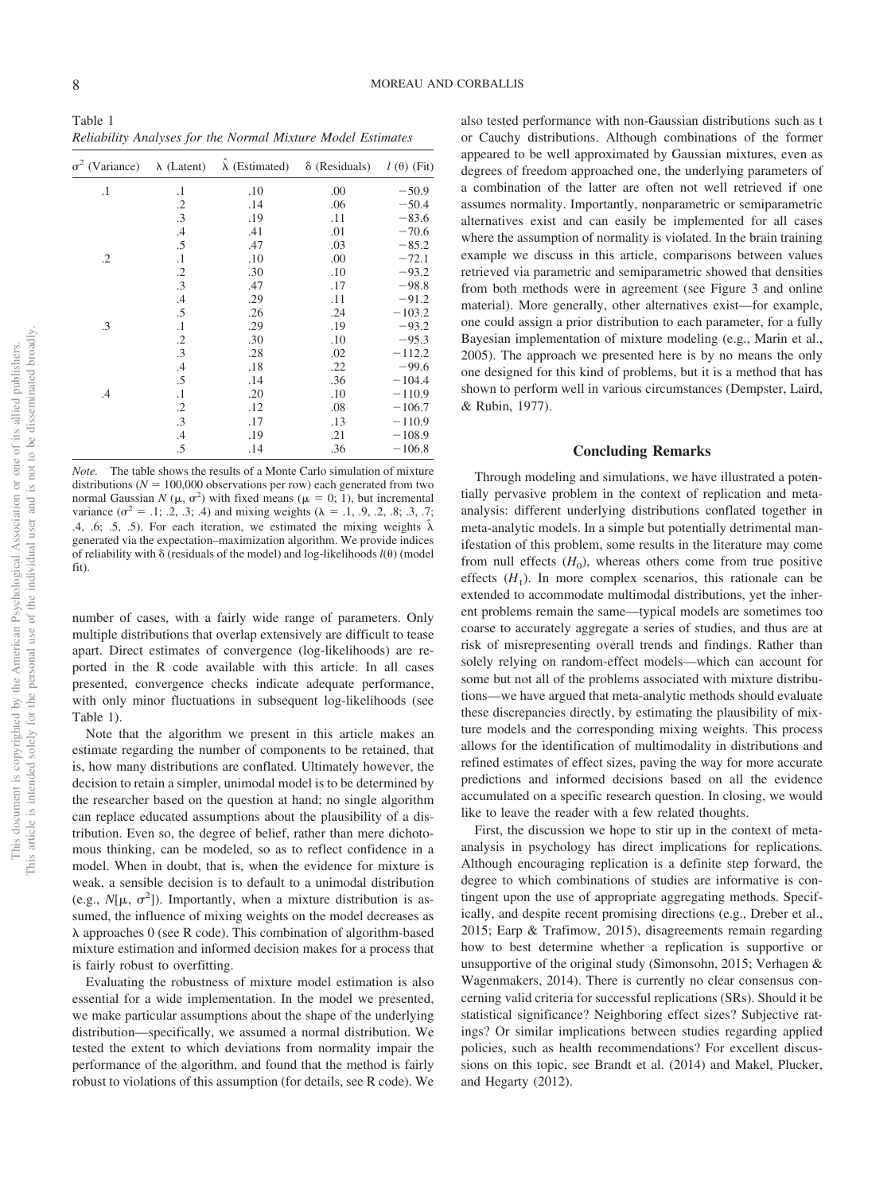Table 1
*Reliability Analyses for the Normal Mixture Model Estimates*

| $\sigma^2$ (Variance) | $\lambda$ (Latent) | $\hat{\lambda}$ (Estimated) | $\delta$ (Residuals) | $l$ ($\theta$) (Fit) |
|---|---|---|---|---|
| .1 | .1 | .10 | .00 | −50.9 |
| | .2 | .14 | .06 | −50.4 |
| | .3 | .19 | .11 | −83.6 |
| | .4 | .41 | .01 | −70.6 |
| | .5 | .47 | .03 | −85.2 |
| .2 | .1 | .10 | .00 | −72.1 |
| | .2 | .30 | .10 | −93.2 |
| | .3 | .47 | .17 | −98.8 |
| | .4 | .29 | .11 | −91.2 |
| | .5 | .26 | .24 | −103.2 |
| .3 | .1 | .29 | .19 | −93.2 |
| | .2 | .30 | .10 | −95.3 |
| | .3 | .28 | .02 | −112.2 |
| | .4 | .18 | .22 | −99.6 |
| | .5 | .14 | .36 | −104.4 |
| .4 | .1 | .20 | .10 | −110.9 |
| | .2 | .12 | .08 | −106.7 |
| | .3 | .17 | .13 | −110.9 |
| | .4 | .19 | .21 | −108.9 |
| | .5 | .14 | .36 | −106.8 |

*Note.* The table shows the results of a Monte Carlo simulation of mixture distributions ($N$ = 100,000 observations per row) each generated from two normal Gaussian $N$ ($\mu$, $\sigma^2$) with fixed means ($\mu$ = 0; 1), but incremental variance ($\sigma^2$ = .1; .2, .3; .4) and mixing weights ($\lambda$ = .1, .9, .2, .8; .3, .7; .4, .6; .5, .5). For each iteration, we estimated the mixing weights $\hat{\lambda}$ generated via the expectation–maximization algorithm. We provide indices of reliability with $\delta$ (residuals of the model) and log-likelihoods $l(\theta)$ (model fit).

number of cases, with a fairly wide range of parameters. Only multiple distributions that overlap extensively are difficult to tease apart. Direct estimates of convergence (log-likelihoods) are reported in the R code available with this article. In all cases presented, convergence checks indicate adequate performance, with only minor fluctuations in subsequent log-likelihoods (see Table 1).

Note that the algorithm we present in this article makes an estimate regarding the number of components to be retained, that is, how many distributions are conflated. Ultimately however, the decision to retain a simpler, unimodal model is to be determined by the researcher based on the question at hand; no single algorithm can replace educated assumptions about the plausibility of a distribution. Even so, the degree of belief, rather than mere dichotomous thinking, can be modeled, so as to reflect confidence in a model. When in doubt, that is, when the evidence for mixture is weak, a sensible decision is to default to a unimodal distribution (e.g., $N[\mu, \sigma^2]$). Importantly, when a mixture distribution is assumed, the influence of mixing weights on the model decreases as $\lambda$ approaches 0 (see R code). This combination of algorithm-based mixture estimation and informed decision makes for a process that is fairly robust to overfitting.

Evaluating the robustness of mixture model estimation is also essential for a wide implementation. In the model we presented, we make particular assumptions about the shape of the underlying distribution—specifically, we assumed a normal distribution. We tested the extent to which deviations from normality impair the performance of the algorithm, and found that the method is fairly robust to violations of this assumption (for details, see R code). We also tested performance with non-Gaussian distributions such as t or Cauchy distributions. Although combinations of the former appeared to be well approximated by Gaussian mixtures, even as degrees of freedom approached one, the underlying parameters of a combination of the latter are often not well retrieved if one assumes normality. Importantly, nonparametric or semiparametric alternatives exist and can easily be implemented for all cases where the assumption of normality is violated. In the brain training example we discuss in this article, comparisons between values retrieved via parametric and semiparametric showed that densities from both methods were in agreement (see Figure 3 and online material). More generally, other alternatives exist—for example, one could assign a prior distribution to each parameter, for a fully Bayesian implementation of mixture modeling (e.g., Marin et al., 2005). The approach we presented here is by no means the only one designed for this kind of problems, but it is a method that has shown to perform well in various circumstances (Dempster, Laird, & Rubin, 1977).

## Concluding Remarks

Through modeling and simulations, we have illustrated a potentially pervasive problem in the context of replication and meta-analysis: different underlying distributions conflated together in meta-analytic models. In a simple but potentially detrimental manifestation of this problem, some results in the literature may come from null effects ($H_0$), whereas others come from true positive effects ($H_1$). In more complex scenarios, this rationale can be extended to accommodate multimodal distributions, yet the inherent problems remain the same—typical models are sometimes too coarse to accurately aggregate a series of studies, and thus are at risk of misrepresenting overall trends and findings. Rather than solely relying on random-effect models—which can account for some but not all of the problems associated with mixture distributions—we have argued that meta-analytic methods should evaluate these discrepancies directly, by estimating the plausibility of mixture models and the corresponding mixing weights. This process allows for the identification of multimodality in distributions and refined estimates of effect sizes, paving the way for more accurate predictions and informed decisions based on all the evidence accumulated on a specific research question. In closing, we would like to leave the reader with a few related thoughts.

First, the discussion we hope to stir up in the context of meta-analysis in psychology has direct implications for replications. Although encouraging replication is a definite step forward, the degree to which combinations of studies are informative is contingent upon the use of appropriate aggregating methods. Specifically, and despite recent promising directions (e.g., Dreber et al., 2015; Earp & Trafimow, 2015), disagreements remain regarding how to best determine whether a replication is supportive or unsupportive of the original study (Simonsohn, 2015; Verhagen & Wagenmakers, 2014). There is currently no clear consensus concerning valid criteria for successful replications (SRs). Should it be statistical significance? Neighboring effect sizes? Subjective ratings? Or similar implications between studies regarding applied policies, such as health recommendations? For excellent discussions on this topic, see Brandt et al. (2014) and Makel, Plucker, and Hegarty (2012).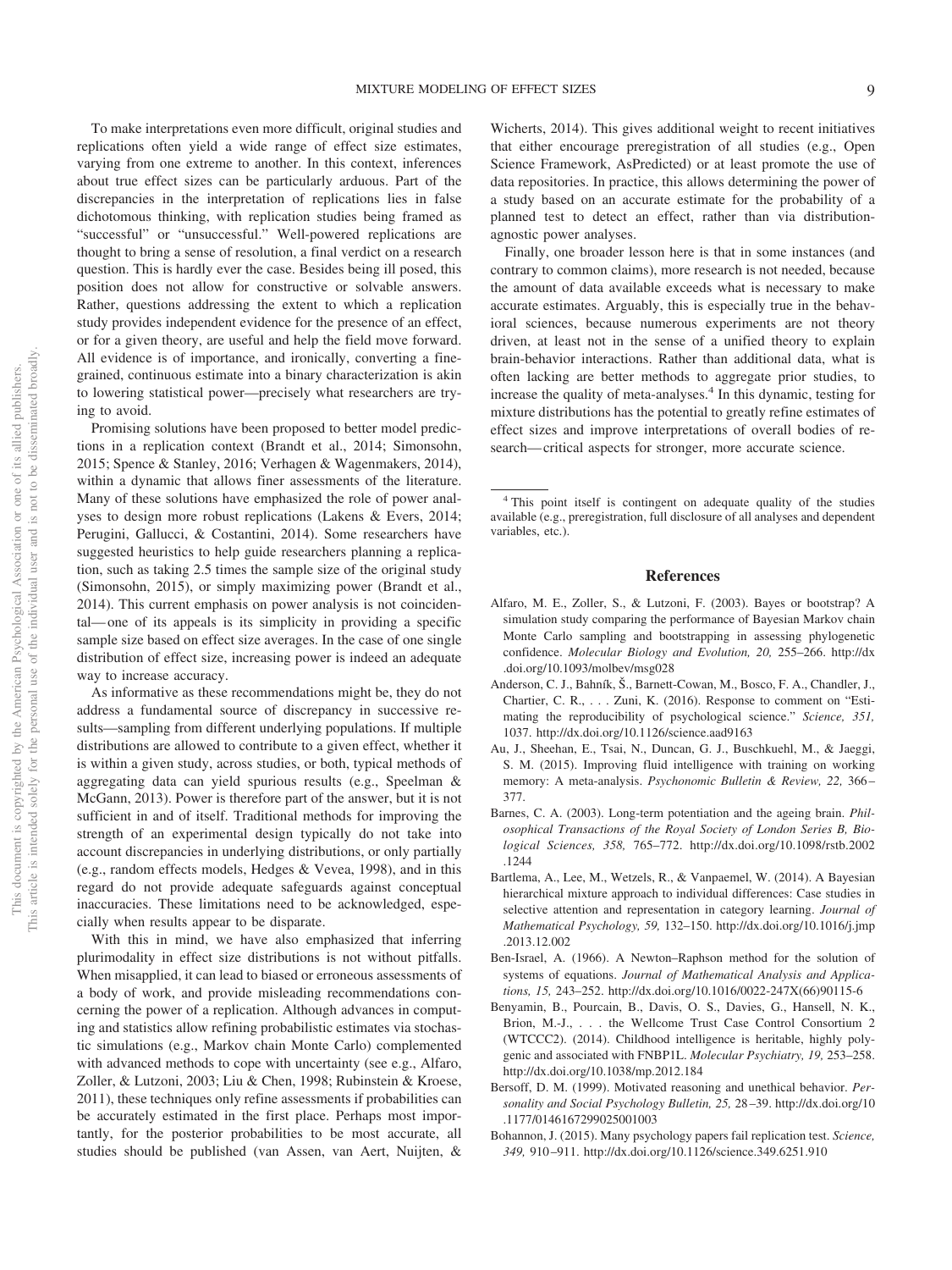To make interpretations even more difficult, original studies and replications often yield a wide range of effect size estimates, varying from one extreme to another. In this context, inferences about true effect sizes can be particularly arduous. Part of the discrepancies in the interpretation of replications lies in false dichotomous thinking, with replication studies being framed as "successful" or "unsuccessful." Well-powered replications are thought to bring a sense of resolution, a final verdict on a research question. This is hardly ever the case. Besides being ill posed, this position does not allow for constructive or solvable answers. Rather, questions addressing the extent to which a replication study provides independent evidence for the presence of an effect, or for a given theory, are useful and help the field move forward. All evidence is of importance, and ironically, converting a fine-grained, continuous estimate into a binary characterization is akin to lowering statistical power—precisely what researchers are trying to avoid.

Promising solutions have been proposed to better model predictions in a replication context (Brandt et al., 2014; Simonsohn, 2015; Spence & Stanley, 2016; Verhagen & Wagenmakers, 2014), within a dynamic that allows finer assessments of the literature. Many of these solutions have emphasized the role of power analyses to design more robust replications (Lakens & Evers, 2014; Perugini, Gallucci, & Costantini, 2014). Some researchers have suggested heuristics to help guide researchers planning a replication, such as taking 2.5 times the sample size of the original study (Simonsohn, 2015), or simply maximizing power (Brandt et al., 2014). This current emphasis on power analysis is not coincidental—one of its appeals is its simplicity in providing a specific sample size based on effect size averages. In the case of one single distribution of effect size, increasing power is indeed an adequate way to increase accuracy.

As informative as these recommendations might be, they do not address a fundamental source of discrepancy in successive results—sampling from different underlying populations. If multiple distributions are allowed to contribute to a given effect, whether it is within a given study, across studies, or both, typical methods of aggregating data can yield spurious results (e.g., Speelman & McGann, 2013). Power is therefore part of the answer, but it is not sufficient in and of itself. Traditional methods for improving the strength of an experimental design typically do not take into account discrepancies in underlying distributions, or only partially (e.g., random effects models, Hedges & Vevea, 1998), and in this regard do not provide adequate safeguards against conceptual inaccuracies. These limitations need to be acknowledged, especially when results appear to be disparate.

With this in mind, we have also emphasized that inferring plurimodality in effect size distributions is not without pitfalls. When misapplied, it can lead to biased or erroneous assessments of a body of work, and provide misleading recommendations concerning the power of a replication. Although advances in computing and statistics allow refining probabilistic estimates via stochastic simulations (e.g., Markov chain Monte Carlo) complemented with advanced methods to cope with uncertainty (see e.g., Alfaro, Zoller, & Lutzoni, 2003; Liu & Chen, 1998; Rubinstein & Kroese, 2011), these techniques only refine assessments if probabilities can be accurately estimated in the first place. Perhaps most importantly, for the posterior probabilities to be most accurate, all studies should be published (van Assen, van Aert, Nuijten, & Wicherts, 2014). This gives additional weight to recent initiatives that either encourage preregistration of all studies (e.g., Open Science Framework, AsPredicted) or at least promote the use of data repositories. In practice, this allows determining the power of a study based on an accurate estimate for the probability of a planned test to detect an effect, rather than via distribution-agnostic power analyses.

Finally, one broader lesson here is that in some instances (and contrary to common claims), more research is not needed, because the amount of data available exceeds what is necessary to make accurate estimates. Arguably, this is especially true in the behavioral sciences, because numerous experiments are not theory driven, at least not in the sense of a unified theory to explain brain-behavior interactions. Rather than additional data, what is often lacking are better methods to aggregate prior studies, to increase the quality of meta-analyses.[4] In this dynamic, testing for mixture distributions has the potential to greatly refine estimates of effect sizes and improve interpretations of overall bodies of research—critical aspects for stronger, more accurate science.

[4] This point itself is contingent on adequate quality of the studies available (e.g., preregistration, full disclosure of all analyses and dependent variables, etc.).

## References

Alfaro, M. E., Zoller, S., & Lutzoni, F. (2003). Bayes or bootstrap? A simulation study comparing the performance of Bayesian Markov chain Monte Carlo sampling and bootstrapping in assessing phylogenetic confidence. *Molecular Biology and Evolution, 20,* 255–266. http://dx.doi.org/10.1093/molbev/msg028

Anderson, C. J., Bahník, Š., Barnett-Cowan, M., Bosco, F. A., Chandler, J., Chartier, C. R., . . . Zuni, K. (2016). Response to comment on "Estimating the reproducibility of psychological science." *Science, 351,* 1037. http://dx.doi.org/10.1126/science.aad9163

Au, J., Sheehan, E., Tsai, N., Duncan, G. J., Buschkuehl, M., & Jaeggi, S. M. (2015). Improving fluid intelligence with training on working memory: A meta-analysis. *Psychonomic Bulletin & Review, 22,* 366–377.

Barnes, C. A. (2003). Long-term potentiation and the ageing brain. *Philosophical Transactions of the Royal Society of London Series B, Biological Sciences, 358,* 765–772. http://dx.doi.org/10.1098/rstb.2002.1244

Bartlema, A., Lee, M., Wetzels, R., & Vanpaemel, W. (2014). A Bayesian hierarchical mixture approach to individual differences: Case studies in selective attention and representation in category learning. *Journal of Mathematical Psychology, 59,* 132–150. http://dx.doi.org/10.1016/j.jmp.2013.12.002

Ben-Israel, A. (1966). A Newton–Raphson method for the solution of systems of equations. *Journal of Mathematical Analysis and Applications, 15,* 243–252. http://dx.doi.org/10.1016/0022-247X(66)90115-6

Benyamin, B., Pourcain, B., Davis, O. S., Davies, G., Hansell, N. K., Brion, M.-J., . . . the Wellcome Trust Case Control Consortium 2 (WTCCC2). (2014). Childhood intelligence is heritable, highly polygenic and associated with FNBP1L. *Molecular Psychiatry, 19,* 253–258. http://dx.doi.org/10.1038/mp.2012.184

Bersoff, D. M. (1999). Motivated reasoning and unethical behavior. *Personality and Social Psychology Bulletin, 25,* 28–39. http://dx.doi.org/10.1177/0146167299025001003

Bohannon, J. (2015). Many psychology papers fail replication test. *Science, 349,* 910–911. http://dx.doi.org/10.1126/science.349.6251.910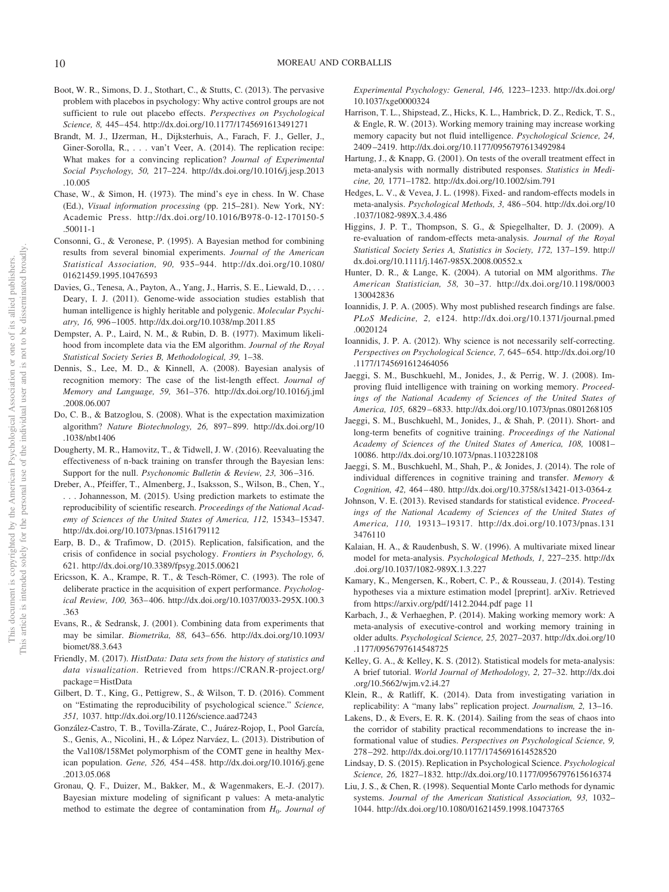Boot, W. R., Simons, D. J., Stothart, C., & Stutts, C. (2013). The pervasive problem with placebos in psychology: Why active control groups are not sufficient to rule out placebo effects. *Perspectives on Psychological Science, 8,* 445–454. http://dx.doi.org/10.1177/1745691613491271

Brandt, M. J., IJzerman, H., Dijksterhuis, A., Farach, F. J., Geller, J., Giner-Sorolla, R., . . . van't Veer, A. (2014). The replication recipe: What makes for a convincing replication? *Journal of Experimental Social Psychology, 50,* 217–224. http://dx.doi.org/10.1016/j.jesp.2013.10.005

Chase, W., & Simon, H. (1973). The mind's eye in chess. In W. Chase (Ed.), *Visual information processing* (pp. 215–281). New York, NY: Academic Press. http://dx.doi.org/10.1016/B978-0-12-170150-5.50011-1

Consonni, G., & Veronese, P. (1995). A Bayesian method for combining results from several binomial experiments. *Journal of the American Statistical Association, 90,* 935–944. http://dx.doi.org/10.1080/01621459.1995.10476593

Davies, G., Tenesa, A., Payton, A., Yang, J., Harris, S. E., Liewald, D., . . . Deary, I. J. (2011). Genome-wide association studies establish that human intelligence is highly heritable and polygenic. *Molecular Psychiatry, 16,* 996–1005. http://dx.doi.org/10.1038/mp.2011.85

Dempster, A. P., Laird, N. M., & Rubin, D. B. (1977). Maximum likelihood from incomplete data via the EM algorithm. *Journal of the Royal Statistical Society Series B, Methodological, 39,* 1–38.

Dennis, S., Lee, M. D., & Kinnell, A. (2008). Bayesian analysis of recognition memory: The case of the list-length effect. *Journal of Memory and Language, 59,* 361–376. http://dx.doi.org/10.1016/j.jml.2008.06.007

Do, C. B., & Batzoglou, S. (2008). What is the expectation maximization algorithm? *Nature Biotechnology, 26,* 897–899. http://dx.doi.org/10.1038/nbt1406

Dougherty, M. R., Hamovitz, T., & Tidwell, J. W. (2016). Reevaluating the effectiveness of n-back training on transfer through the Bayesian lens: Support for the null. *Psychonomic Bulletin & Review, 23,* 306–316.

Dreber, A., Pfeiffer, T., Almenberg, J., Isaksson, S., Wilson, B., Chen, Y., . . . Johannesson, M. (2015). Using prediction markets to estimate the reproducibility of scientific research. *Proceedings of the National Academy of Sciences of the United States of America, 112,* 15343–15347. http://dx.doi.org/10.1073/pnas.1516179112

Earp, B. D., & Trafimow, D. (2015). Replication, falsification, and the crisis of confidence in social psychology. *Frontiers in Psychology, 6,* 621. http://dx.doi.org/10.3389/fpsyg.2015.00621

Ericsson, K. A., Krampe, R. T., & Tesch-Römer, C. (1993). The role of deliberate practice in the acquisition of expert performance. *Psychological Review, 100,* 363–406. http://dx.doi.org/10.1037/0033-295X.100.3.363

Evans, R., & Sedransk, J. (2001). Combining data from experiments that may be similar. *Biometrika, 88,* 643–656. http://dx.doi.org/10.1093/biomet/88.3.643

Friendly, M. (2017). *HistData: Data sets from the history of statistics and data visualization*. Retrieved from https://CRAN.R-project.org/package=HistData

Gilbert, D. T., King, G., Pettigrew, S., & Wilson, T. D. (2016). Comment on "Estimating the reproducibility of psychological science." *Science, 351,* 1037. http://dx.doi.org/10.1126/science.aad7243

González-Castro, T. B., Tovilla-Zárate, C., Juárez-Rojop, I., Pool García, S., Genis, A., Nicolini, H., & López Narváez, L. (2013). Distribution of the Val108/158Met polymorphism of the COMT gene in healthy Mexican population. *Gene, 526,* 454–458. http://dx.doi.org/10.1016/j.gene.2013.05.068

Gronau, Q. F., Duizer, M., Bakker, M., & Wagenmakers, E.-J. (2017). Bayesian mixture modeling of significant p values: A meta-analytic method to estimate the degree of contamination from $H_0$. *Journal of Experimental Psychology: General, 146,* 1223–1233. http://dx.doi.org/10.1037/xge0000324

Harrison, T. L., Shipstead, Z., Hicks, K. L., Hambrick, D. Z., Redick, T. S., & Engle, R. W. (2013). Working memory training may increase working memory capacity but not fluid intelligence. *Psychological Science, 24,* 2409–2419. http://dx.doi.org/10.1177/0956797613492984

Hartung, J., & Knapp, G. (2001). On tests of the overall treatment effect in meta-analysis with normally distributed responses. *Statistics in Medicine, 20,* 1771–1782. http://dx.doi.org/10.1002/sim.791

Hedges, L. V., & Vevea, J. L. (1998). Fixed- and random-effects models in meta-analysis. *Psychological Methods, 3,* 486–504. http://dx.doi.org/10.1037/1082-989X.3.4.486

Higgins, J. P. T., Thompson, S. G., & Spiegelhalter, D. J. (2009). A re-evaluation of random-effects meta-analysis. *Journal of the Royal Statistical Society Series A, Statistics in Society, 172,* 137–159. http://dx.doi.org/10.1111/j.1467-985X.2008.00552.x

Hunter, D. R., & Lange, K. (2004). A tutorial on MM algorithms. *The American Statistician, 58,* 30–37. http://dx.doi.org/10.1198/0003130042836

Ioannidis, J. P. A. (2005). Why most published research findings are false. *PLoS Medicine, 2,* e124. http://dx.doi.org/10.1371/journal.pmed.0020124

Ioannidis, J. P. A. (2012). Why science is not necessarily self-correcting. *Perspectives on Psychological Science, 7,* 645–654. http://dx.doi.org/10.1177/1745691612464056

Jaeggi, S. M., Buschkuehl, M., Jonides, J., & Perrig, W. J. (2008). Improving fluid intelligence with training on working memory. *Proceedings of the National Academy of Sciences of the United States of America, 105,* 6829–6833. http://dx.doi.org/10.1073/pnas.0801268105

Jaeggi, S. M., Buschkuehl, M., Jonides, J., & Shah, P. (2011). Short- and long-term benefits of cognitive training. *Proceedings of the National Academy of Sciences of the United States of America, 108,* 10081–10086. http://dx.doi.org/10.1073/pnas.1103228108

Jaeggi, S. M., Buschkuehl, M., Shah, P., & Jonides, J. (2014). The role of individual differences in cognitive training and transfer. *Memory & Cognition, 42,* 464–480. http://dx.doi.org/10.3758/s13421-013-0364-z

Johnson, V. E. (2013). Revised standards for statistical evidence. *Proceedings of the National Academy of Sciences of the United States of America, 110,* 19313–19317. http://dx.doi.org/10.1073/pnas.1313476110

Kalaian, H. A., & Raudenbush, S. W. (1996). A multivariate mixed linear model for meta-analysis. *Psychological Methods, 1,* 227–235. http://dx.doi.org/10.1037/1082-989X.1.3.227

Kamary, K., Mengersen, K., Robert, C. P., & Rousseau, J. (2014). Testing hypotheses via a mixture estimation model [preprint]. arXiv. Retrieved from https://arxiv.org/pdf/1412.2044.pdf page 11

Karbach, J., & Verhaeghen, P. (2014). Making working memory work: A meta-analysis of executive-control and working memory training in older adults. *Psychological Science, 25,* 2027–2037. http://dx.doi.org/10.1177/0956797614548725

Kelley, G. A., & Kelley, K. S. (2012). Statistical models for meta-analysis: A brief tutorial. *World Journal of Methodology, 2,* 27–32. http://dx.doi.org/10.5662/wjm.v2.i4.27

Klein, R., & Ratliff, K. (2014). Data from investigating variation in replicability: A "many labs" replication project. *Journalism, 2,* 13–16.

Lakens, D., & Evers, E. R. K. (2014). Sailing from the seas of chaos into the corridor of stability practical recommendations to increase the informational value of studies. *Perspectives on Psychological Science, 9,* 278–292. http://dx.doi.org/10.1177/1745691614528520

Lindsay, D. S. (2015). Replication in Psychological Science. *Psychological Science, 26,* 1827–1832. http://dx.doi.org/10.1177/0956797615616374

Liu, J. S., & Chen, R. (1998). Sequential Monte Carlo methods for dynamic systems. *Journal of the American Statistical Association, 93,* 1032–1044. http://dx.doi.org/10.1080/01621459.1998.10473765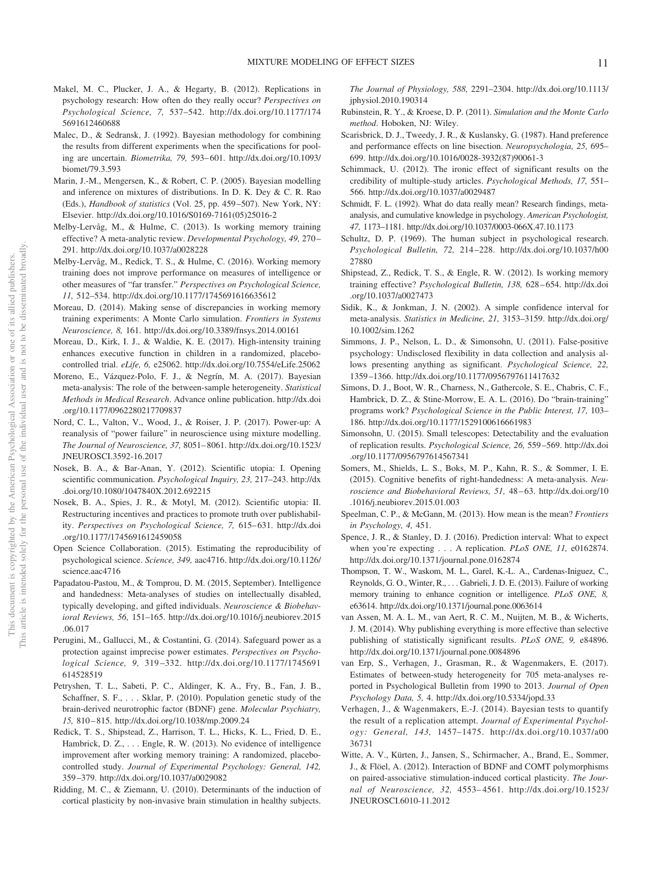Makel, M. C., Plucker, J. A., & Hegarty, B. (2012). Replications in psychology research: How often do they really occur? *Perspectives on Psychological Science, 7,* 537–542. http://dx.doi.org/10.1177/1745691612460688

Malec, D., & Sedransk, J. (1992). Bayesian methodology for combining the results from different experiments when the specifications for pooling are uncertain. *Biometrika, 79,* 593–601. http://dx.doi.org/10.1093/biomet/79.3.593

Marin, J.-M., Mengersen, K., & Robert, C. P. (2005). Bayesian modelling and inference on mixtures of distributions. In D. K. Dey & C. R. Rao (Eds.), *Handbook of statistics* (Vol. 25, pp. 459–507). New York, NY: Elsevier. http://dx.doi.org/10.1016/S0169-7161(05)25016-2

Melby-Lervåg, M., & Hulme, C. (2013). Is working memory training effective? A meta-analytic review. *Developmental Psychology, 49,* 270–291. http://dx.doi.org/10.1037/a0028228

Melby-Lervåg, M., Redick, T. S., & Hulme, C. (2016). Working memory training does not improve performance on measures of intelligence or other measures of "far transfer." *Perspectives on Psychological Science, 11,* 512–534. http://dx.doi.org/10.1177/1745691616635612

Moreau, D. (2014). Making sense of discrepancies in working memory training experiments: A Monte Carlo simulation. *Frontiers in Systems Neuroscience, 8,* 161. http://dx.doi.org/10.3389/fnsys.2014.00161

Moreau, D., Kirk, I. J., & Waldie, K. E. (2017). High-intensity training enhances executive function in children in a randomized, placebo-controlled trial. *eLife, 6,* e25062. http://dx.doi.org/10.7554/eLife.25062

Moreno, E., Vázquez-Polo, F. J., & Negrín, M. A. (2017). Bayesian meta-analysis: The role of the between-sample heterogeneity. *Statistical Methods in Medical Research*. Advance online publication. http://dx.doi.org/10.1177/0962280217709837

Nord, C. L., Valton, V., Wood, J., & Roiser, J. P. (2017). Power-up: A reanalysis of "power failure" in neuroscience using mixture modelling. *The Journal of Neuroscience, 37,* 8051–8061. http://dx.doi.org/10.1523/JNEUROSCI.3592-16.2017

Nosek, B. A., & Bar-Anan, Y. (2012). Scientific utopia: I. Opening scientific communication. *Psychological Inquiry, 23,* 217–243. http://dx.doi.org/10.1080/1047840X.2012.692215

Nosek, B. A., Spies, J. R., & Motyl, M. (2012). Scientific utopia: II. Restructuring incentives and practices to promote truth over publishability. *Perspectives on Psychological Science, 7,* 615–631. http://dx.doi.org/10.1177/1745691612459058

Open Science Collaboration. (2015). Estimating the reproducibility of psychological science. *Science, 349,* aac4716. http://dx.doi.org/10.1126/science.aac4716

Papadatou-Pastou, M., & Tomprou, D. M. (2015, September). Intelligence and handedness: Meta-analyses of studies on intellectually disabled, typically developing, and gifted individuals. *Neuroscience & Biobehavioral Reviews, 56,* 151–165. http://dx.doi.org/10.1016/j.neubiorev.2015.06.017

Perugini, M., Gallucci, M., & Costantini, G. (2014). Safeguard power as a protection against imprecise power estimates. *Perspectives on Psychological Science, 9,* 319–332. http://dx.doi.org/10.1177/1745691614528519

Petryshen, T. L., Sabeti, P. C., Aldinger, K. A., Fry, B., Fan, J. B., Schaffner, S. F., . . . Sklar, P. (2010). Population genetic study of the brain-derived neurotrophic factor (BDNF) gene. *Molecular Psychiatry, 15,* 810–815. http://dx.doi.org/10.1038/mp.2009.24

Redick, T. S., Shipstead, Z., Harrison, T. L., Hicks, K. L., Fried, D. E., Hambrick, D. Z., . . . Engle, R. W. (2013). No evidence of intelligence improvement after working memory training: A randomized, placebo-controlled study. *Journal of Experimental Psychology: General, 142,* 359–379. http://dx.doi.org/10.1037/a0029082

Ridding, M. C., & Ziemann, U. (2010). Determinants of the induction of cortical plasticity by non-invasive brain stimulation in healthy subjects. *The Journal of Physiology, 588,* 2291–2304. http://dx.doi.org/10.1113/jphysiol.2010.190314

Rubinstein, R. Y., & Kroese, D. P. (2011). *Simulation and the Monte Carlo method*. Hoboken, NJ: Wiley.

Scarisbrick, D. J., Tweedy, J. R., & Kuslansky, G. (1987). Hand preference and performance effects on line bisection. *Neuropsychologia, 25,* 695–699. http://dx.doi.org/10.1016/0028-3932(87)90061-3

Schimmack, U. (2012). The ironic effect of significant results on the credibility of multiple-study articles. *Psychological Methods, 17,* 551–566. http://dx.doi.org/10.1037/a0029487

Schmidt, F. L. (1992). What do data really mean? Research findings, meta-analysis, and cumulative knowledge in psychology. *American Psychologist, 47,* 1173–1181. http://dx.doi.org/10.1037/0003-066X.47.10.1173

Schultz, D. P. (1969). The human subject in psychological research. *Psychological Bulletin, 72,* 214–228. http://dx.doi.org/10.1037/h0027880

Shipstead, Z., Redick, T. S., & Engle, R. W. (2012). Is working memory training effective? *Psychological Bulletin, 138,* 628–654. http://dx.doi.org/10.1037/a0027473

Sidik, K., & Jonkman, J. N. (2002). A simple confidence interval for meta-analysis. *Statistics in Medicine, 21,* 3153–3159. http://dx.doi.org/10.1002/sim.1262

Simmons, J. P., Nelson, L. D., & Simonsohn, U. (2011). False-positive psychology: Undisclosed flexibility in data collection and analysis allows presenting anything as significant. *Psychological Science, 22,* 1359–1366. http://dx.doi.org/10.1177/0956797611417632

Simons, D. J., Boot, W. R., Charness, N., Gathercole, S. E., Chabris, C. F., Hambrick, D. Z., & Stine-Morrow, E. A. L. (2016). Do "brain-training" programs work? *Psychological Science in the Public Interest, 17,* 103–186. http://dx.doi.org/10.1177/1529100616661983

Simonsohn, U. (2015). Small telescopes: Detectability and the evaluation of replication results. *Psychological Science, 26,* 559–569. http://dx.doi.org/10.1177/0956797614567341

Somers, M., Shields, L. S., Boks, M. P., Kahn, R. S., & Sommer, I. E. (2015). Cognitive benefits of right-handedness: A meta-analysis. *Neuroscience and Biobehavioral Reviews, 51,* 48–63. http://dx.doi.org/10.1016/j.neubiorev.2015.01.003

Speelman, C. P., & McGann, M. (2013). How mean is the mean? *Frontiers in Psychology, 4,* 451.

Spence, J. R., & Stanley, D. J. (2016). Prediction interval: What to expect when you're expecting . . . A replication. *PLoS ONE, 11,* e0162874. http://dx.doi.org/10.1371/journal.pone.0162874

Thompson, T. W., Waskom, M. L., Garel, K.-L. A., Cardenas-Iniguez, C., Reynolds, G. O., Winter, R., . . . Gabrieli, J. D. E. (2013). Failure of working memory training to enhance cognition or intelligence. *PLoS ONE, 8,* e63614. http://dx.doi.org/10.1371/journal.pone.0063614

van Assen, M. A. L. M., van Aert, R. C. M., Nuijten, M. B., & Wicherts, J. M. (2014). Why publishing everything is more effective than selective publishing of statistically significant results. *PLoS ONE, 9,* e84896. http://dx.doi.org/10.1371/journal.pone.0084896

van Erp, S., Verhagen, J., Grasman, R., & Wagenmakers, E. (2017). Estimates of between-study heterogeneity for 705 meta-analyses reported in Psychological Bulletin from 1990 to 2013. *Journal of Open Psychology Data, 5,* 4. http://dx.doi.org/10.5334/jopd.33

Verhagen, J., & Wagenmakers, E.-J. (2014). Bayesian tests to quantify the result of a replication attempt. *Journal of Experimental Psychology: General, 143,* 1457–1475. http://dx.doi.org/10.1037/a0036731

Witte, A. V., Kürten, J., Jansen, S., Schirmacher, A., Brand, E., Sommer, J., & Flöel, A. (2012). Interaction of BDNF and COMT polymorphisms on paired-associative stimulation-induced cortical plasticity. *The Journal of Neuroscience, 32,* 4553–4561. http://dx.doi.org/10.1523/JNEUROSCI.6010-11.2012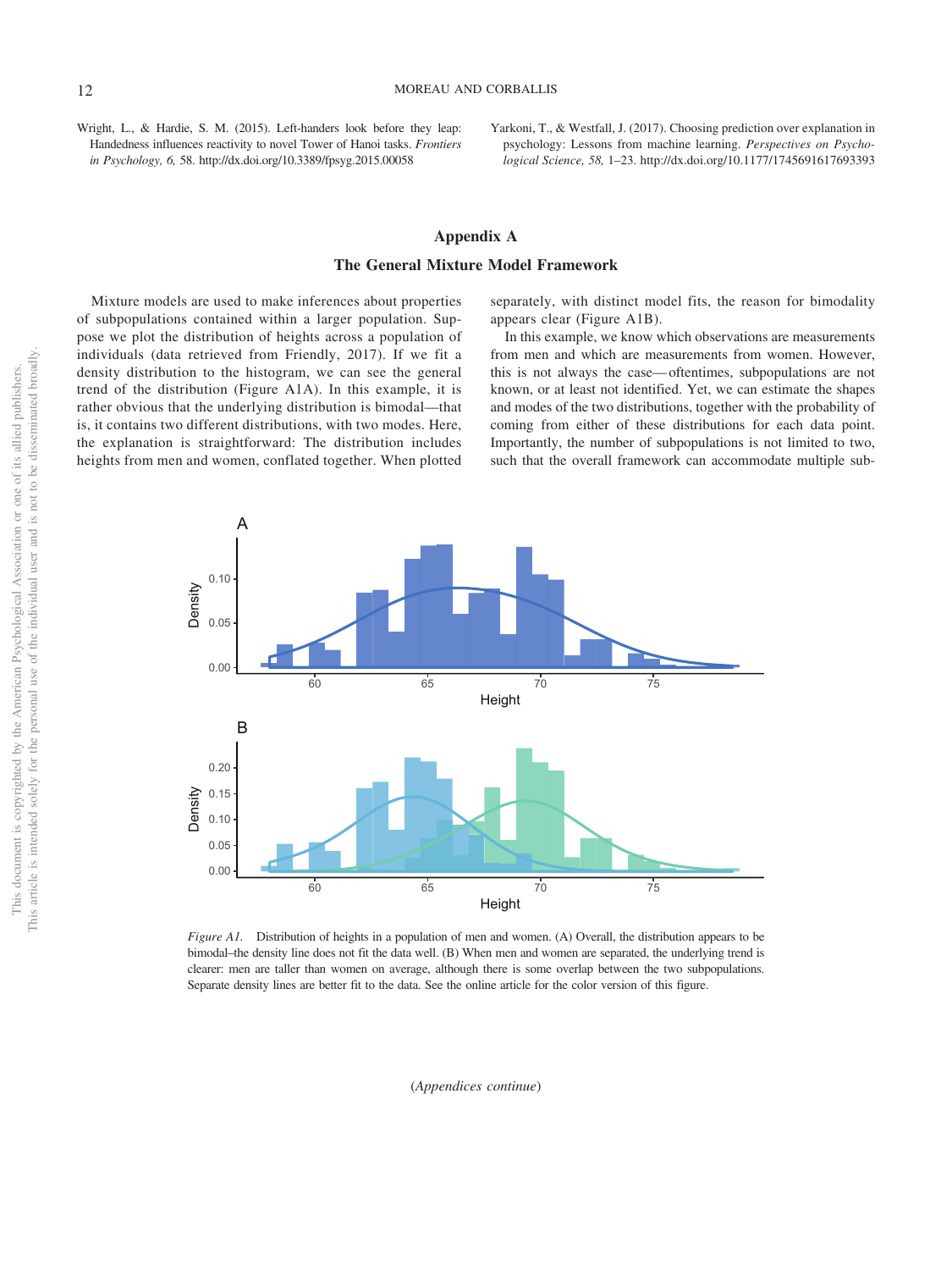Wright, L., & Hardie, S. M. (2015). Left-handers look before they leap: Handedness influences reactivity to novel Tower of Hanoi tasks. *Frontiers in Psychology, 6,* 58. http://dx.doi.org/10.3389/fpsyg.2015.00058

Yarkoni, T., & Westfall, J. (2017). Choosing prediction over explanation in psychology: Lessons from machine learning. *Perspectives on Psychological Science, 58,* 1–23. http://dx.doi.org/10.1177/1745691617693393

## Appendix A

### The General Mixture Model Framework

Mixture models are used to make inferences about properties of subpopulations contained within a larger population. Suppose we plot the distribution of heights across a population of individuals (data retrieved from Friendly, 2017). If we fit a density distribution to the histogram, we can see the general trend of the distribution (Figure A1A). In this example, it is rather obvious that the underlying distribution is bimodal—that is, it contains two different distributions, with two modes. Here, the explanation is straightforward: The distribution includes heights from men and women, conflated together. When plotted separately, with distinct model fits, the reason for bimodality appears clear (Figure A1B).

In this example, we know which observations are measurements from men and which are measurements from women. However, this is not always the case—oftentimes, subpopulations are not known, or at least not identified. Yet, we can estimate the shapes and modes of the two distributions, together with the probability of coming from either of these distributions for each data point. Importantly, the number of subpopulations is not limited to two, such that the overall framework can accommodate multiple sub-

*Figure A1.* Distribution of heights in a population of men and women. (A) Overall, the distribution appears to be bimodal–the density line does not fit the data well. (B) When men and women are separated, the underlying trend is clearer: men are taller than women on average, although there is some overlap between the two subpopulations. Separate density lines are better fit to the data. See the online article for the color version of this figure.

(*Appendices continue*)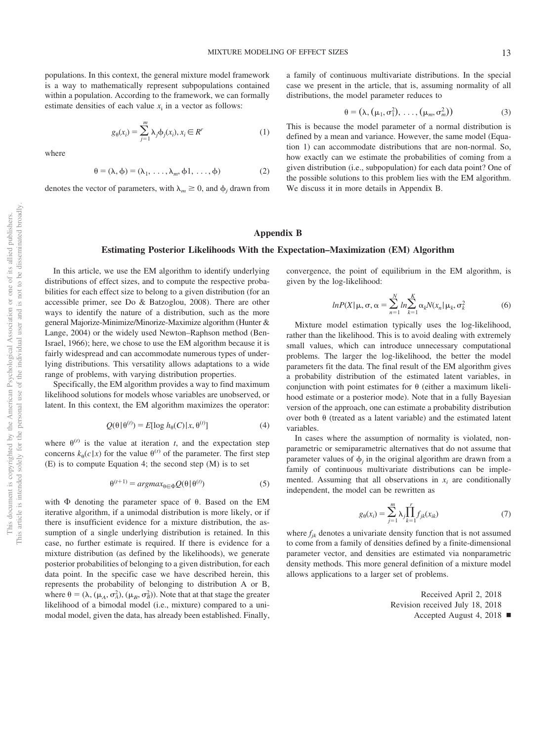populations. In this context, the general mixture model framework is a way to mathematically represent subpopulations contained within a population. According to the framework, we can formally estimate densities of each value $x_i$ in a vector as follows:

$$g_\theta(x_i) = \sum_{j=1}^{m} \lambda_j \phi_j(x_i), x_i \in R^r \tag{1}$$

where

$$\theta = (\lambda, \phi) = (\lambda_1, \ldots, \lambda_m, \phi 1, \ldots, \phi) \tag{2}$$

denotes the vector of parameters, with $\lambda_m \geq 0$, and $\phi_j$ drawn from a family of continuous multivariate distributions. In the special case we present in the article, that is, assuming normality of all distributions, the model parameter reduces to

$$\theta = (\lambda, (\mu_1, \sigma_1^2), \ldots, (\mu_m, \sigma_m^2)) \tag{3}$$

This is because the model parameter of a normal distribution is defined by a mean and variance. However, the same model (Equation 1) can accommodate distributions that are non-normal. So, how exactly can we estimate the probabilities of coming from a given distribution (i.e., subpopulation) for each data point? One of the possible solutions to this problem lies with the EM algorithm. We discuss it in more details in Appendix B.

## Appendix B

### Estimating Posterior Likelihoods With the Expectation–Maximization (EM) Algorithm

In this article, we use the EM algorithm to identify underlying distributions of effect sizes, and to compute the respective probabilities for each effect size to belong to a given distribution (for an accessible primer, see Do & Batzoglou, 2008). There are other ways to identify the nature of a distribution, such as the more general Majorize-Minimize/Minorize-Maximize algorithm (Hunter & Lange, 2004) or the widely used Newton–Raphson method (Ben-Israel, 1966); here, we chose to use the EM algorithm because it is fairly widespread and can accommodate numerous types of underlying distributions. This versatility allows adaptations to a wide range of problems, with varying distribution properties.

Specifically, the EM algorithm provides a way to find maximum likelihood solutions for models whose variables are unobserved, or latent. In this context, the EM algorithm maximizes the operator:

$$Q(\theta | \theta^{(t)}) = E[\log h_\theta(C) | x, \theta^{(t)}] \tag{4}$$

where $\theta^{(t)}$ is the value at iteration $t$, and the expectation step concerns $k_\theta(c|x)$ for the value $\theta^{(t)}$ of the parameter. The first step (E) is to compute Equation 4; the second step (M) is to set

$$\theta^{(t+1)} = argmax_{\theta \in \Phi} Q(\theta | \theta^{(t)}) \tag{5}$$

with $\Phi$ denoting the parameter space of $\theta$. Based on the EM iterative algorithm, if a unimodal distribution is more likely, or if there is insufficient evidence for a mixture distribution, the assumption of a single underlying distribution is retained. In this case, no further estimate is required. If there is evidence for a mixture distribution (as defined by the likelihoods), we generate posterior probabilities of belonging to a given distribution, for each data point. In the specific case we have described herein, this represents the probability of belonging to distribution A or B, where $\theta = (\lambda, (\mu_A, \sigma_A^2), (\mu_B, \sigma_B^2))$. Note that at that stage the greater likelihood of a bimodal model (i.e., mixture) compared to a unimodal model, given the data, has already been established. Finally, convergence, the point of equilibrium in the EM algorithm, is given by the log-likelihood:

$$lnP(X | \mu, \sigma, \alpha = \sum_{n=1}^{N} ln \sum_{k=1}^{K} \alpha_k N(x_n | \mu_k, \sigma_k^2 \tag{6}$$

Mixture model estimation typically uses the log-likelihood, rather than the likelihood. This is to avoid dealing with extremely small values, which can introduce unnecessary computational problems. The larger the log-likelihood, the better the model parameters fit the data. The final result of the EM algorithm gives a probability distribution of the estimated latent variables, in conjunction with point estimates for $\theta$ (either a maximum likelihood estimate or a posterior mode). Note that in a fully Bayesian version of the approach, one can estimate a probability distribution over both $\theta$ (treated as a latent variable) and the estimated latent variables.

In cases where the assumption of normality is violated, nonparametric or semiparametric alternatives that do not assume that parameter values of $\phi_j$ in the original algorithm are drawn from a family of continuous multivariate distributions can be implemented. Assuming that all observations in $x_i$ are conditionally independent, the model can be rewritten as

$$g_\theta(x_i) = \sum_{j=1}^{m} \lambda_j \prod_{k=1}^{r} f_{jk}(x_{ik}) \tag{7}$$

where $f_{jk}$ denotes a univariate density function that is not assumed to come from a family of densities defined by a finite-dimensional parameter vector, and densities are estimated via nonparametric density methods. This more general definition of a mixture model allows applications to a larger set of problems.

Received April 2, 2018
Revision received July 18, 2018
Accepted August 4, 2018 ■